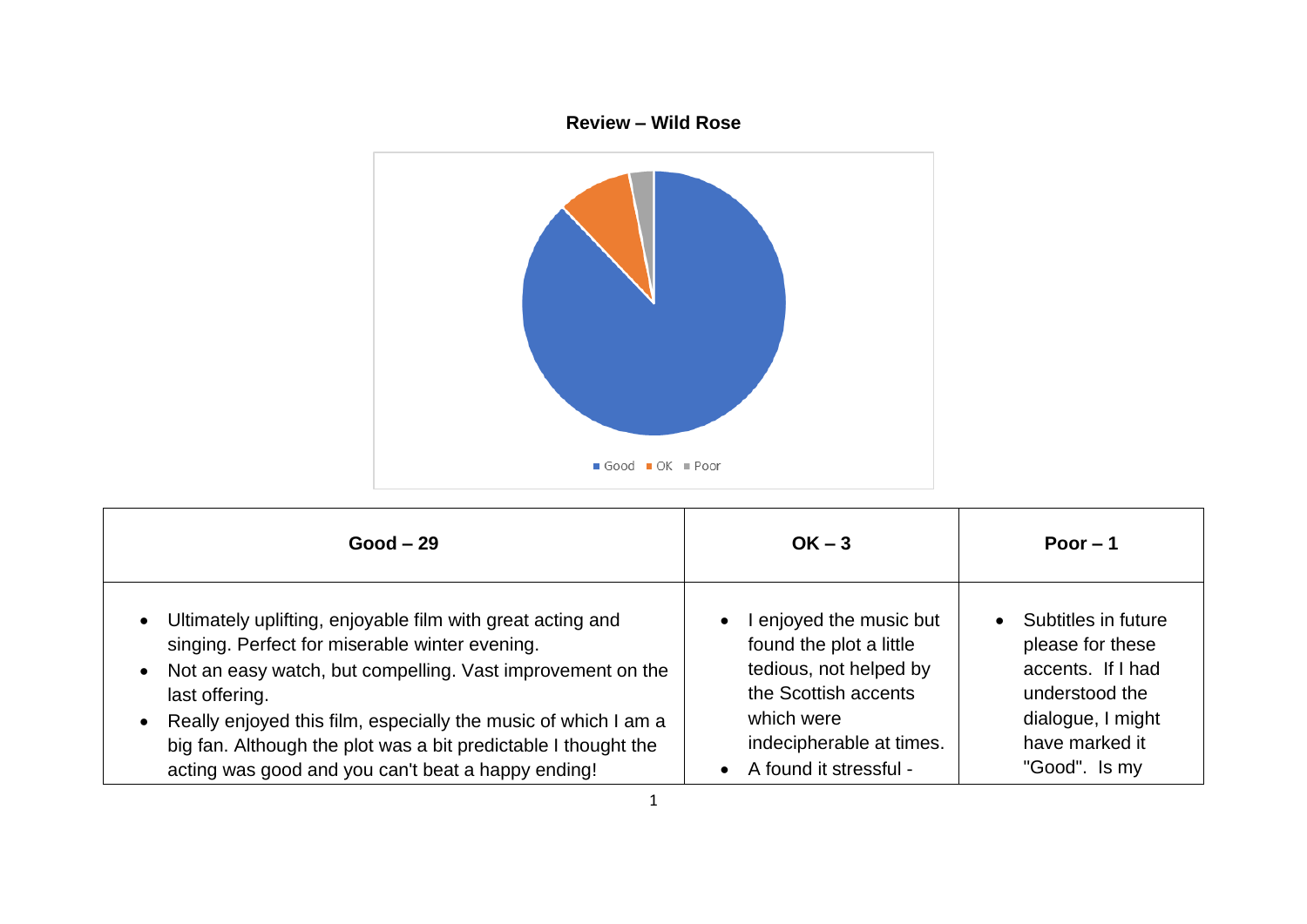**Review – Wild Rose**

Good | OK | Poor

| Good – 29 | OK – 3 | Poor – 1 |
|---|---|---|
| • Ultimately uplifting, enjoyable film with great acting and singing. Perfect for miserable winter evening.<br>• Not an easy watch, but compelling. Vast improvement on the last offering.<br>• Really enjoyed this film, especially the music of which I am a big fan. Although the plot was a bit predictable I thought the acting was good and you can't beat a happy ending! | • I enjoyed the music but found the plot a little tedious, not helped by the Scottish accents which were indecipherable at times.<br>• A found it stressful - | • Subtitles in future please for these accents. If I had understood the dialogue, I might have marked it "Good". Is my |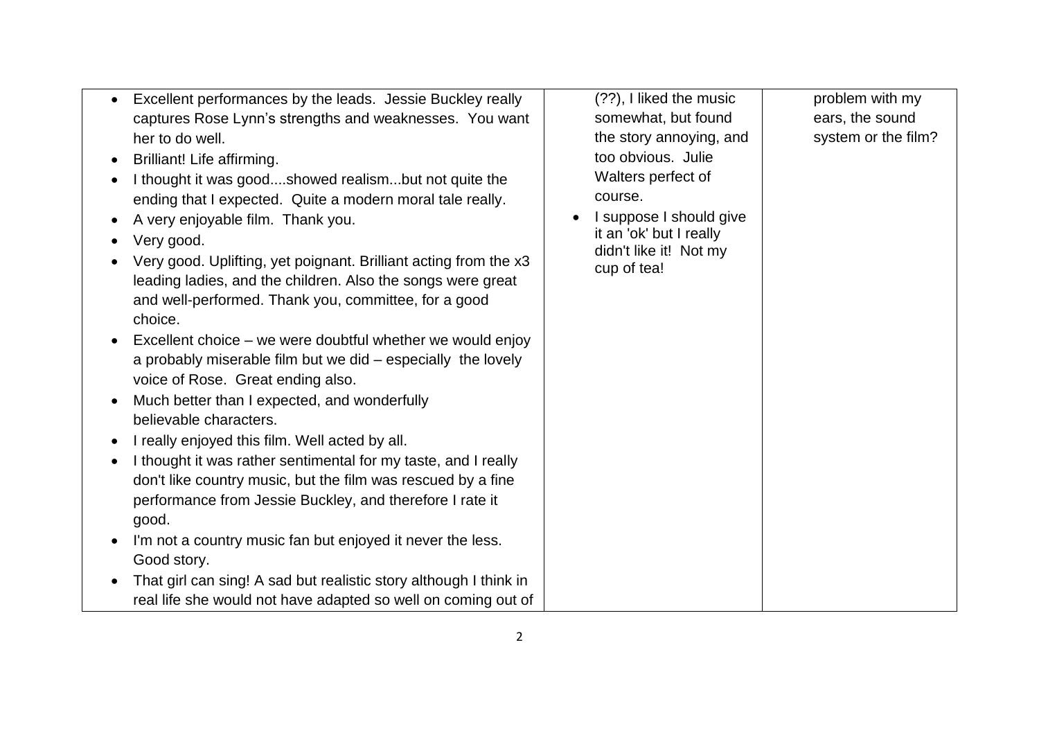| | | |
|---|---|---|
| • Excellent performances by the leads. Jessie Buckley really captures Rose Lynn's strengths and weaknesses. You want her to do well.<br>• Brilliant! Life affirming.<br>• I thought it was good....showed realism...but not quite the ending that I expected. Quite a modern moral tale really.<br>• A very enjoyable film. Thank you.<br>• Very good.<br>• Very good. Uplifting, yet poignant. Brilliant acting from the x3 leading ladies, and the children. Also the songs were great and well-performed. Thank you, committee, for a good choice.<br>• Excellent choice – we were doubtful whether we would enjoy a probably miserable film but we did – especially the lovely voice of Rose. Great ending also.<br>• Much better than I expected, and wonderfully believable characters.<br>• I really enjoyed this film. Well acted by all.<br>• I thought it was rather sentimental for my taste, and I really don't like country music, but the film was rescued by a fine performance from Jessie Buckley, and therefore I rate it good.<br>• I'm not a country music fan but enjoyed it never the less. Good story.<br>• That girl can sing! A sad but realistic story although I think in real life she would not have adapted so well on coming out of | (??), I liked the music somewhat, but found the story annoying, and too obvious. Julie Walters perfect of course.<br>• I suppose I should give it an 'ok' but I really didn't like it! Not my cup of tea! | problem with my ears, the sound system or the film? |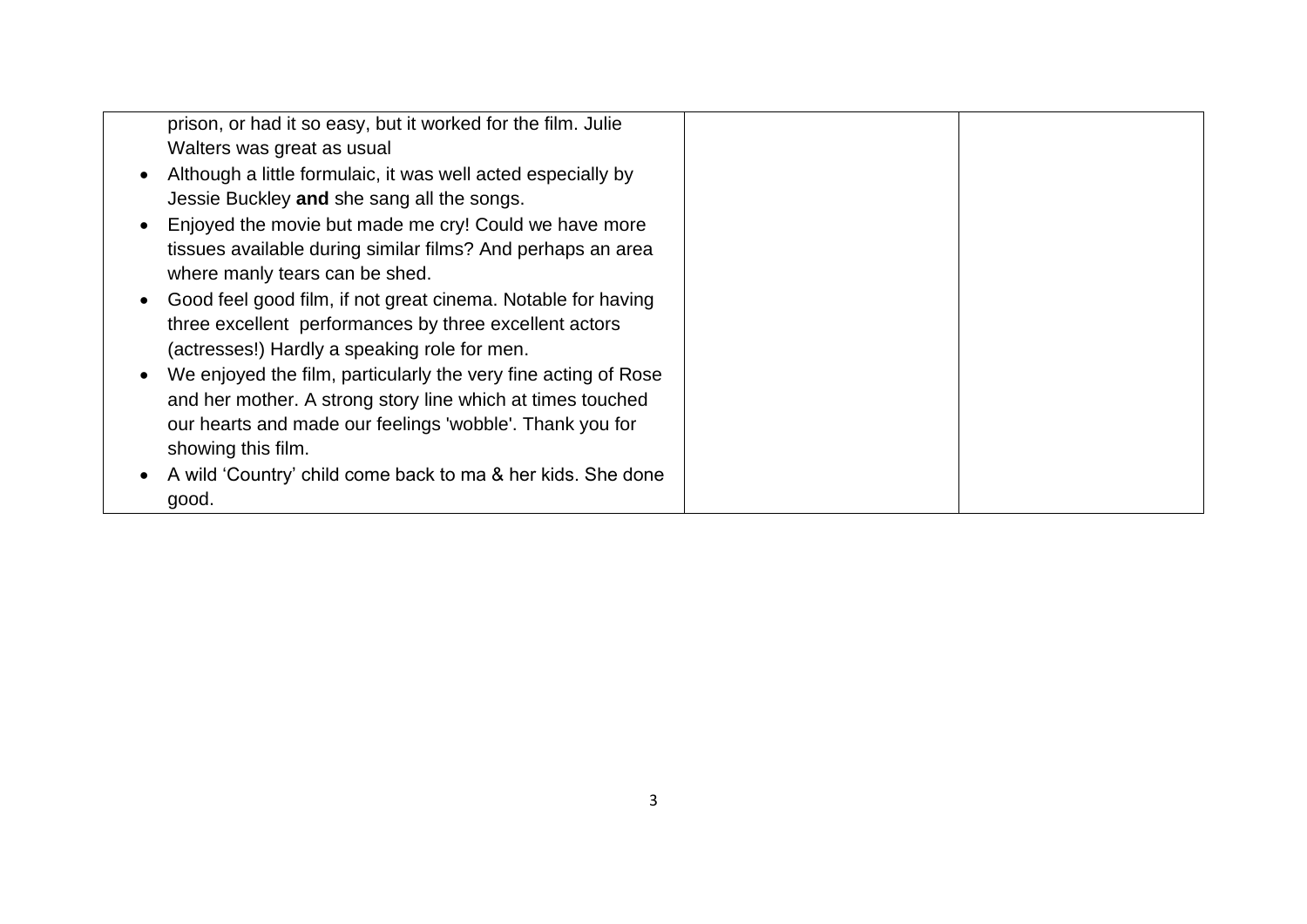| | | |
|---|---|---|
| prison, or had it so easy, but it worked for the film. Julie Walters was great as usual<br>• Although a little formulaic, it was well acted especially by Jessie Buckley **and** she sang all the songs.<br>• Enjoyed the movie but made me cry! Could we have more tissues available during similar films? And perhaps an area where manly tears can be shed.<br>• Good feel good film, if not great cinema. Notable for having three excellent performances by three excellent actors (actresses!) Hardly a speaking role for men.<br>• We enjoyed the film, particularly the very fine acting of Rose and her mother. A strong story line which at times touched our hearts and made our feelings 'wobble'. Thank you for showing this film.<br>• A wild 'Country' child come back to ma & her kids. She done good. | | |